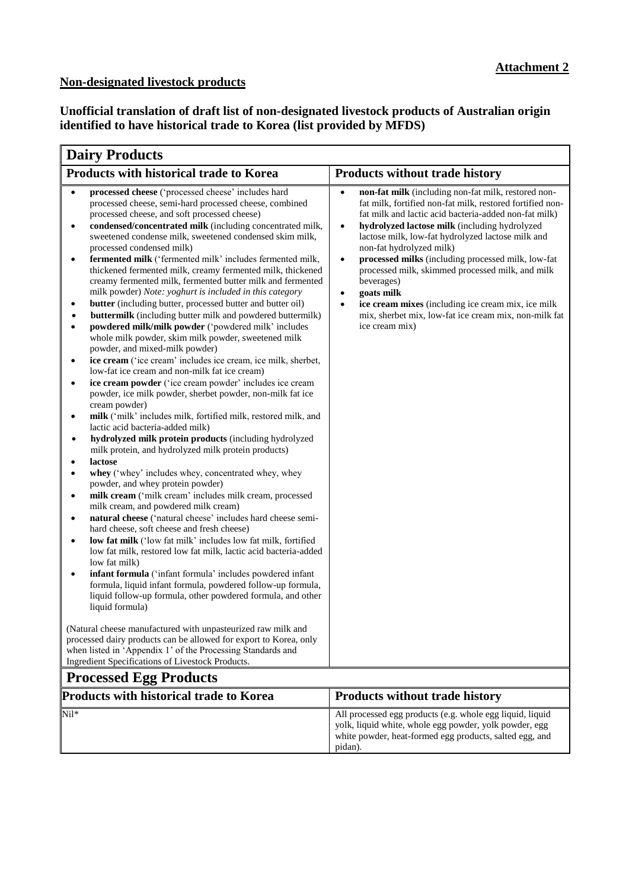**Attachment 2**

## Non-designated livestock products

### Unofficial translation of draft list of non-designated livestock products of Australian origin identified to have historical trade to Korea (list provided by MFDS)

| **Dairy Products** | |
|---|---|
| **Products with historical trade to Korea** | **Products without trade history** |
| • **processed cheese** ('processed cheese' includes hard processed cheese, semi-hard processed cheese, combined processed cheese, and soft processed cheese)<br>• **condensed/concentrated milk** (including concentrated milk, sweetened condense milk, sweetened condensed skim milk, processed condensed milk)<br>• **fermented milk** ('fermented milk' includes fermented milk, thickened fermented milk, creamy fermented milk, thickened creamy fermented milk, fermented butter milk and fermented milk powder) *Note: yoghurt is included in this category*<br>• **butter** (including butter, processed butter and butter oil)<br>• **buttermilk** (including butter milk and powdered buttermilk)<br>• **powdered milk/milk powder** ('powdered milk' includes whole milk powder, skim milk powder, sweetened milk powder, and mixed-milk powder)<br>• **ice cream** ('ice cream' includes ice cream, ice milk, sherbet, low-fat ice cream and non-milk fat ice cream)<br>• **ice cream powder** ('ice cream powder' includes ice cream powder, ice milk powder, sherbet powder, non-milk fat ice cream powder)<br>• **milk** ('milk' includes milk, fortified milk, restored milk, and lactic acid bacteria-added milk)<br>• **hydrolyzed milk protein products** (including hydrolyzed milk protein, and hydrolyzed milk protein products)<br>• **lactose**<br>• **whey** ('whey' includes whey, concentrated whey, whey powder, and whey protein powder)<br>• **milk cream** ('milk cream' includes milk cream, processed milk cream, and powdered milk cream)<br>• **natural cheese** ('natural cheese' includes hard cheese semi-hard cheese, soft cheese and fresh cheese)<br>• **low fat milk** ('low fat milk' includes low fat milk, fortified low fat milk, restored low fat milk, lactic acid bacteria-added low fat milk)<br>• **infant formula** ('infant formula' includes powdered infant formula, liquid infant formula, powdered follow-up formula, liquid follow-up formula, other powdered formula, and other liquid formula)<br><br>(Natural cheese manufactured with unpasteurized raw milk and processed dairy products can be allowed for export to Korea, only when listed in 'Appendix 1' of the Processing Standards and Ingredient Specifications of Livestock Products. | • **non-fat milk** (including non-fat milk, restored non-fat milk, fortified non-fat milk, restored fortified non-fat milk and lactic acid bacteria-added non-fat milk)<br>• **hydrolyzed lactose milk** (including hydrolyzed lactose milk, low-fat hydrolyzed lactose milk and non-fat hydrolyzed milk)<br>• **processed milks** (including processed milk, low-fat processed milk, skimmed processed milk, and milk beverages)<br>• **goats milk**<br>• **ice cream mixes** (including ice cream mix, ice milk mix, sherbet mix, low-fat ice cream mix, non-milk fat ice cream mix) |
| **Processed Egg Products** | |
| **Products with historical trade to Korea** | **Products without trade history** |
| Nil* | All processed egg products (e.g. whole egg liquid, liquid yolk, liquid white, whole egg powder, yolk powder, egg white powder, heat-formed egg products, salted egg, and pidan). |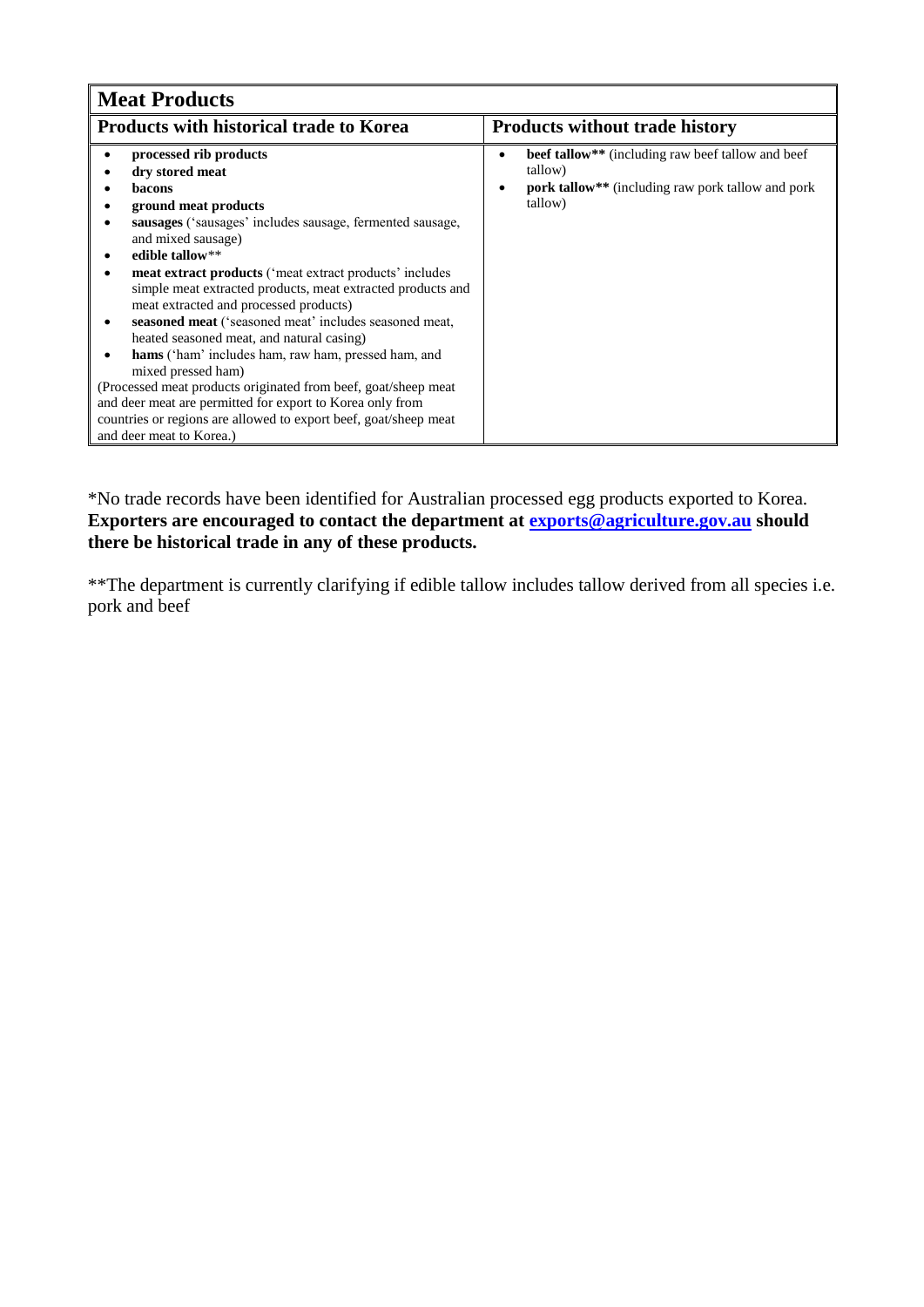| Meat Products | |
|---|---|
| **Products with historical trade to Korea** | **Products without trade history** |
| • **processed rib products**<br>• **dry stored meat**<br>• **bacons**<br>• **ground meat products**<br>• **sausages** ('sausages' includes sausage, fermented sausage, and mixed sausage)<br>• **edible tallow**\*\*<br>• **meat extract products** ('meat extract products' includes simple meat extracted products, meat extracted products and meat extracted and processed products)<br>• **seasoned meat** ('seasoned meat' includes seasoned meat, heated seasoned meat, and natural casing)<br>• **hams** ('ham' includes ham, raw ham, pressed ham, and mixed pressed ham)<br>(Processed meat products originated from beef, goat/sheep meat and deer meat are permitted for export to Korea only from countries or regions are allowed to export beef, goat/sheep meat and deer meat to Korea.) | • **beef tallow\*\*** (including raw beef tallow and beef tallow)<br>• **pork tallow\*\*** (including raw pork tallow and pork tallow) |

*No trade records have been identified for Australian processed egg products exported to Korea. **Exporters are encouraged to contact the department at [exports@agriculture.gov.au](mailto:exports@agriculture.gov.au) should there be historical trade in any of these products.**

**The department is currently clarifying if edible tallow includes tallow derived from all species i.e. pork and beef